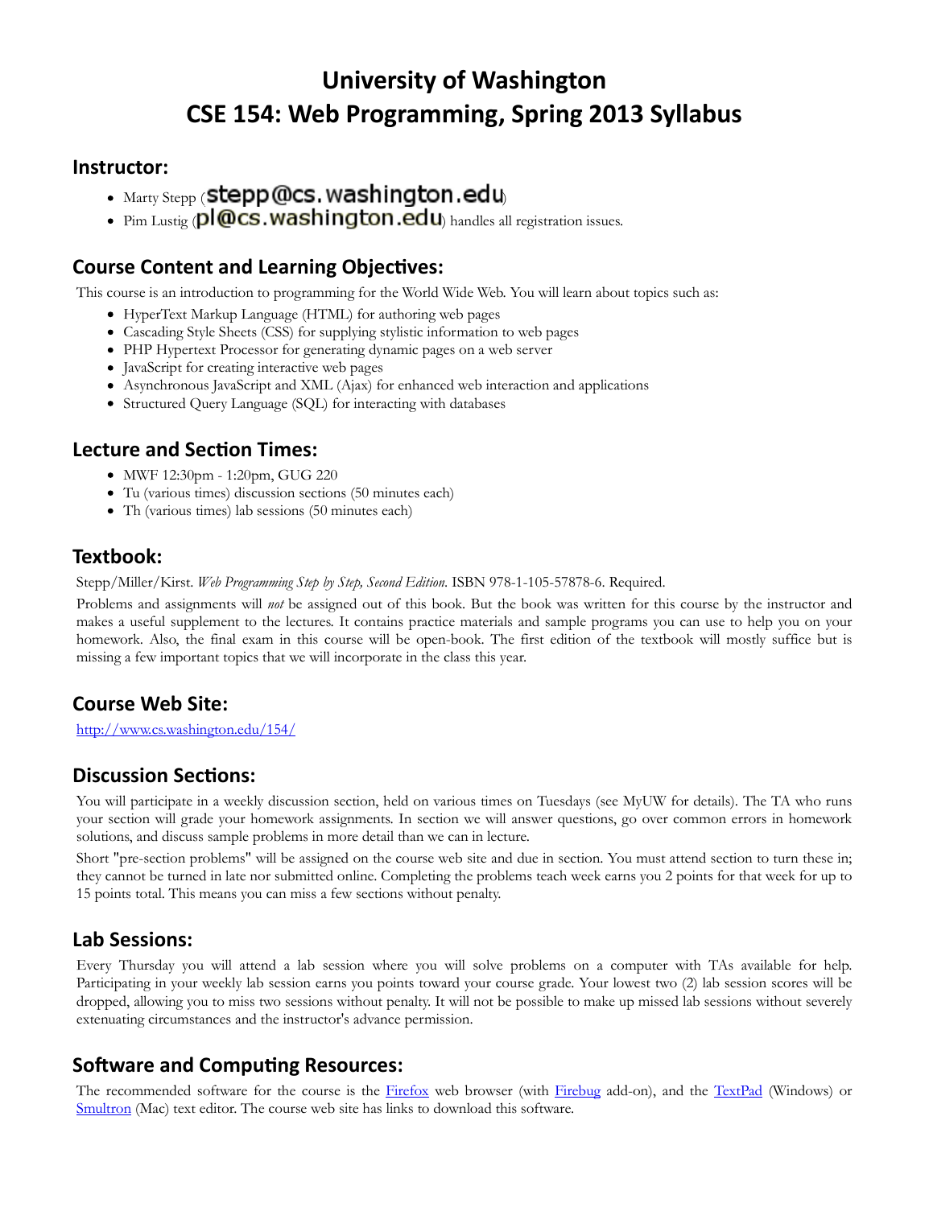# University of Washington
# CSE 154: Web Programming, Spring 2013 Syllabus

## Instructor:

- Marty Stepp (stepp@cs.washington.edu)
- Pim Lustig (pl@cs.washington.edu) handles all registration issues.

## Course Content and Learning Objectives:

This course is an introduction to programming for the World Wide Web. You will learn about topics such as:

- HyperText Markup Language (HTML) for authoring web pages
- Cascading Style Sheets (CSS) for supplying stylistic information to web pages
- PHP Hypertext Processor for generating dynamic pages on a web server
- JavaScript for creating interactive web pages
- Asynchronous JavaScript and XML (Ajax) for enhanced web interaction and applications
- Structured Query Language (SQL) for interacting with databases

## Lecture and Section Times:

- MWF 12:30pm - 1:20pm, GUG 220
- Tu (various times) discussion sections (50 minutes each)
- Th (various times) lab sessions (50 minutes each)

## Textbook:

Stepp/Miller/Kirst. *Web Programming Step by Step, Second Edition.* ISBN 978-1-105-57878-6. Required.

Problems and assignments will *not* be assigned out of this book. But the book was written for this course by the instructor and makes a useful supplement to the lectures. It contains practice materials and sample programs you can use to help you on your homework. Also, the final exam in this course will be open-book. The first edition of the textbook will mostly suffice but is missing a few important topics that we will incorporate in the class this year.

## Course Web Site:

[http://www.cs.washington.edu/154/](http://www.cs.washington.edu/154/)

## Discussion Sections:

You will participate in a weekly discussion section, held on various times on Tuesdays (see MyUW for details). The TA who runs your section will grade your homework assignments. In section we will answer questions, go over common errors in homework solutions, and discuss sample problems in more detail than we can in lecture.

Short "pre-section problems" will be assigned on the course web site and due in section. You must attend section to turn these in; they cannot be turned in late nor submitted online. Completing the problems teach week earns you 2 points for that week for up to 15 points total. This means you can miss a few sections without penalty.

## Lab Sessions:

Every Thursday you will attend a lab session where you will solve problems on a computer with TAs available for help. Participating in your weekly lab session earns you points toward your course grade. Your lowest two (2) lab session scores will be dropped, allowing you to miss two sessions without penalty. It will not be possible to make up missed lab sessions without severely extenuating circumstances and the instructor's advance permission.

## Software and Computing Resources:

The recommended software for the course is the [Firefox](#) web browser (with [Firebug](#) add-on), and the [TextPad](#) (Windows) or [Smultron](#) (Mac) text editor. The course web site has links to download this software.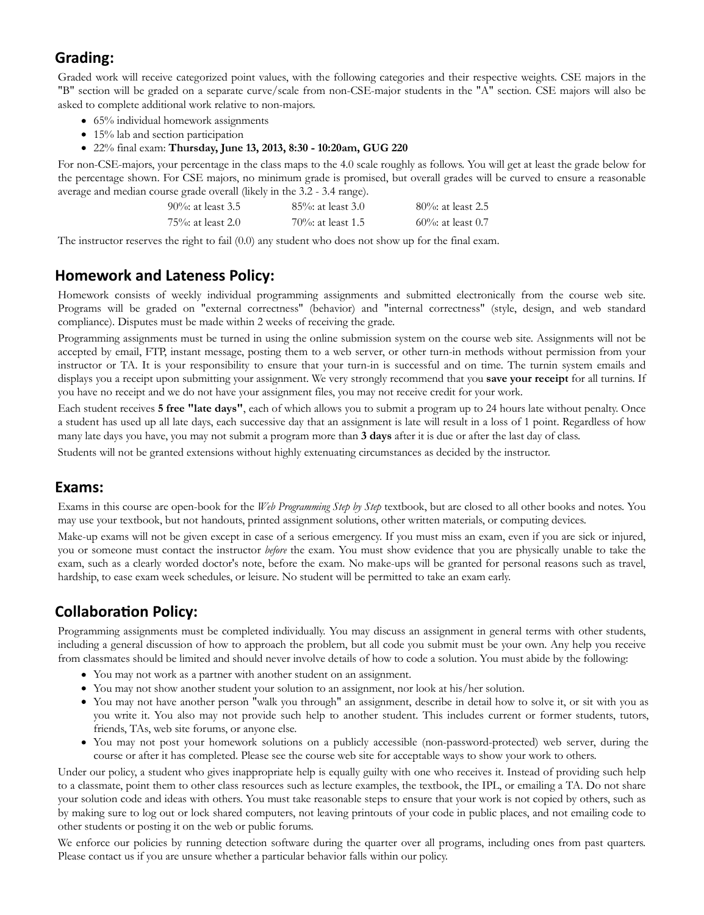## Grading:

Graded work will receive categorized point values, with the following categories and their respective weights. CSE majors in the "B" section will be graded on a separate curve/scale from non-CSE-major students in the "A" section. CSE majors will also be asked to complete additional work relative to non-majors.

- 65% individual homework assignments
- 15% lab and section participation
- 22% final exam: **Thursday, June 13, 2013, 8:30 - 10:20am, GUG 220**

For non-CSE-majors, your percentage in the class maps to the 4.0 scale roughly as follows. You will get at least the grade below for the percentage shown. For CSE majors, no minimum grade is promised, but overall grades will be curved to ensure a reasonable average and median course grade overall (likely in the 3.2 - 3.4 range).

| | | |
|---|---|---|
| 90%: at least 3.5 | 85%: at least 3.0 | 80%: at least 2.5 |
| 75%: at least 2.0 | 70%: at least 1.5 | 60%: at least 0.7 |

The instructor reserves the right to fail (0.0) any student who does not show up for the final exam.

## Homework and Lateness Policy:

Homework consists of weekly individual programming assignments and submitted electronically from the course web site. Programs will be graded on "external correctness" (behavior) and "internal correctness" (style, design, and web standard compliance). Disputes must be made within 2 weeks of receiving the grade.

Programming assignments must be turned in using the online submission system on the course web site. Assignments will not be accepted by email, FTP, instant message, posting them to a web server, or other turn-in methods without permission from your instructor or TA. It is your responsibility to ensure that your turn-in is successful and on time. The turnin system emails and displays you a receipt upon submitting your assignment. We very strongly recommend that you **save your receipt** for all turnins. If you have no receipt and we do not have your assignment files, you may not receive credit for your work.

Each student receives **5 free "late days"**, each of which allows you to submit a program up to 24 hours late without penalty. Once a student has used up all late days, each successive day that an assignment is late will result in a loss of 1 point. Regardless of how many late days you have, you may not submit a program more than **3 days** after it is due or after the last day of class.

Students will not be granted extensions without highly extenuating circumstances as decided by the instructor.

## Exams:

Exams in this course are open-book for the *Web Programming Step by Step* textbook, but are closed to all other books and notes. You may use your textbook, but not handouts, printed assignment solutions, other written materials, or computing devices.

Make-up exams will not be given except in case of a serious emergency. If you must miss an exam, even if you are sick or injured, you or someone must contact the instructor *before* the exam. You must show evidence that you are physically unable to take the exam, such as a clearly worded doctor's note, before the exam. No make-ups will be granted for personal reasons such as travel, hardship, to ease exam week schedules, or leisure. No student will be permitted to take an exam early.

## Collaboration Policy:

Programming assignments must be completed individually. You may discuss an assignment in general terms with other students, including a general discussion of how to approach the problem, but all code you submit must be your own. Any help you receive from classmates should be limited and should never involve details of how to code a solution. You must abide by the following:

- You may not work as a partner with another student on an assignment.
- You may not show another student your solution to an assignment, nor look at his/her solution.
- You may not have another person "walk you through" an assignment, describe in detail how to solve it, or sit with you as you write it. You also may not provide such help to another student. This includes current or former students, tutors, friends, TAs, web site forums, or anyone else.
- You may not post your homework solutions on a publicly accessible (non-password-protected) web server, during the course or after it has completed. Please see the course web site for acceptable ways to show your work to others.

Under our policy, a student who gives inappropriate help is equally guilty with one who receives it. Instead of providing such help to a classmate, point them to other class resources such as lecture examples, the textbook, the IPL, or emailing a TA. Do not share your solution code and ideas with others. You must take reasonable steps to ensure that your work is not copied by others, such as by making sure to log out or lock shared computers, not leaving printouts of your code in public places, and not emailing code to other students or posting it on the web or public forums.

We enforce our policies by running detection software during the quarter over all programs, including ones from past quarters. Please contact us if you are unsure whether a particular behavior falls within our policy.